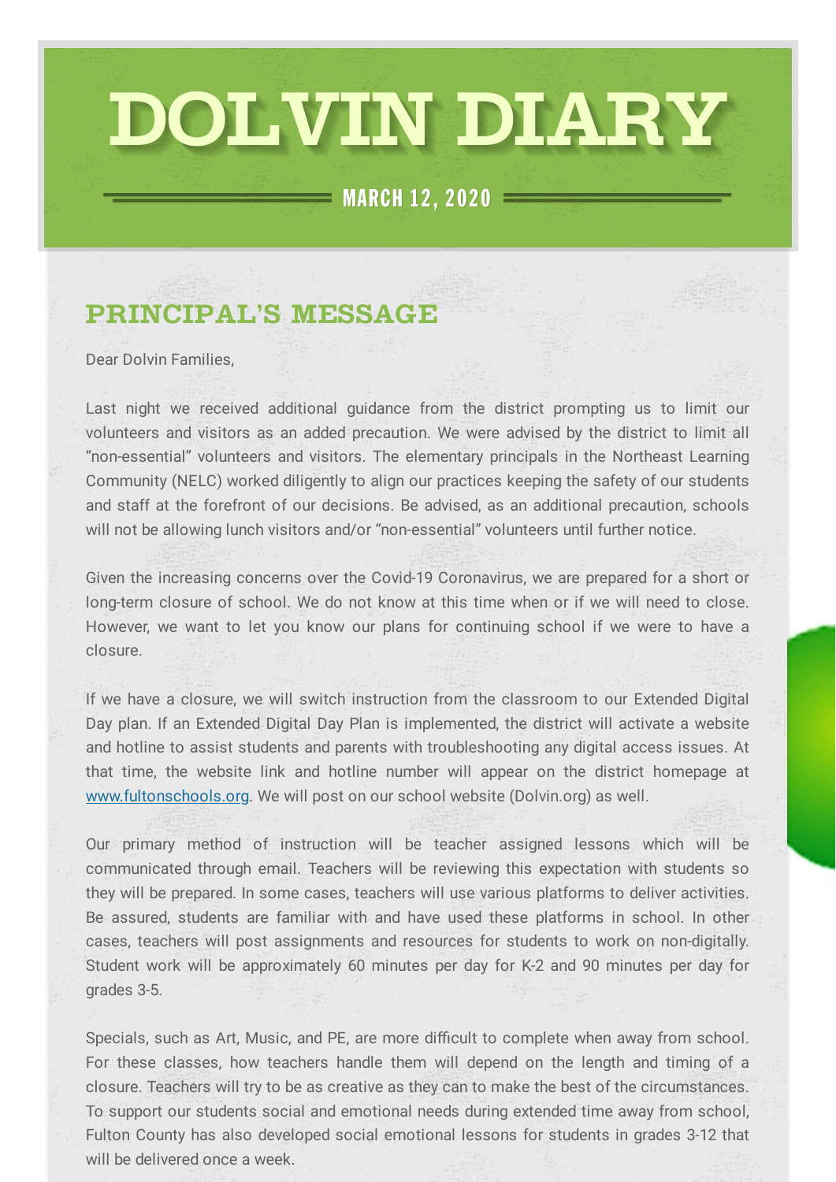# DOLVIN DIARY

MARCH 12, 2020

## PRINCIPAL'S MESSAGE

Dear Dolvin Families,

Last night we received additional guidance from the district prompting us to limit our volunteers and visitors as an added precaution. We were advised by the district to limit all "non-essential" volunteers and visitors. The elementary principals in the Northeast Learning Community (NELC) worked diligently to align our practices keeping the safety of our students and staff at the forefront of our decisions. Be advised, as an additional precaution, schools will not be allowing lunch visitors and/or "non-essential" volunteers until further notice.

Given the increasing concerns over the Covid-19 Coronavirus, we are prepared for a short or long-term closure of school. We do not know at this time when or if we will need to close. However, we want to let you know our plans for continuing school if we were to have a closure.

If we have a closure, we will switch instruction from the classroom to our Extended Digital Day plan. If an Extended Digital Day Plan is implemented, the district will activate a website and hotline to assist students and parents with troubleshooting any digital access issues. At that time, the website link and hotline number will appear on the district homepage at www.fultonschools.org. We will post on our school website (Dolvin.org) as well.

Our primary method of instruction will be teacher assigned lessons which will be communicated through email. Teachers will be reviewing this expectation with students so they will be prepared. In some cases, teachers will use various platforms to deliver activities. Be assured, students are familiar with and have used these platforms in school. In other cases, teachers will post assignments and resources for students to work on non-digitally. Student work will be approximately 60 minutes per day for K-2 and 90 minutes per day for grades 3-5.

Specials, such as Art, Music, and PE, are more difficult to complete when away from school. For these classes, how teachers handle them will depend on the length and timing of a closure. Teachers will try to be as creative as they can to make the best of the circumstances. To support our students social and emotional needs during extended time away from school, Fulton County has also developed social emotional lessons for students in grades 3-12 that will be delivered once a week.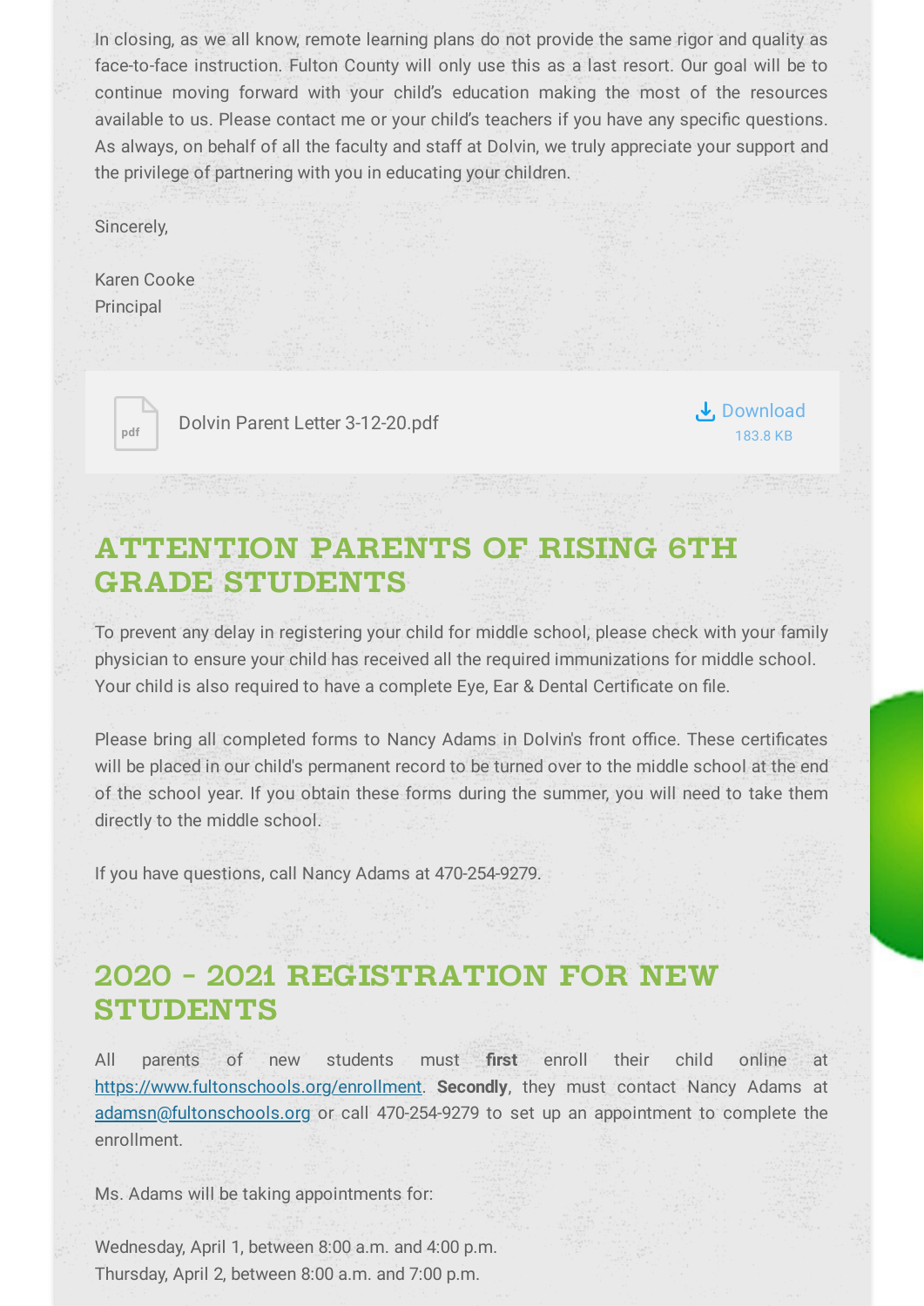In closing, as we all know, remote learning plans do not provide the same rigor and quality as face-to-face instruction. Fulton County will only use this as a last resort. Our goal will be to continue moving forward with your child's education making the most of the resources available to us. Please contact me or your child's teachers if you have any specific questions. As always, on behalf of all the faculty and staff at Dolvin, we truly appreciate your support and the privilege of partnering with you in educating your children.

Sincerely,

Karen Cooke
Principal

Dolvin Parent Letter 3-12-20.pdf — Download 183.8 KB

## ATTENTION PARENTS OF RISING 6TH GRADE STUDENTS

To prevent any delay in registering your child for middle school, please check with your family physician to ensure your child has received all the required immunizations for middle school. Your child is also required to have a complete Eye, Ear & Dental Certificate on file.

Please bring all completed forms to Nancy Adams in Dolvin's front office. These certificates will be placed in our child's permanent record to be turned over to the middle school at the end of the school year. If you obtain these forms during the summer, you will need to take them directly to the middle school.

If you have questions, call Nancy Adams at 470-254-9279.

## 2020 - 2021 REGISTRATION FOR NEW STUDENTS

All parents of new students must **first** enroll their child online at https://www.fultonschools.org/enrollment. **Secondly**, they must contact Nancy Adams at adamsn@fultonschools.org or call 470-254-9279 to set up an appointment to complete the enrollment.

Ms. Adams will be taking appointments for:

Wednesday, April 1, between 8:00 a.m. and 4:00 p.m.
Thursday, April 2, between 8:00 a.m. and 7:00 p.m.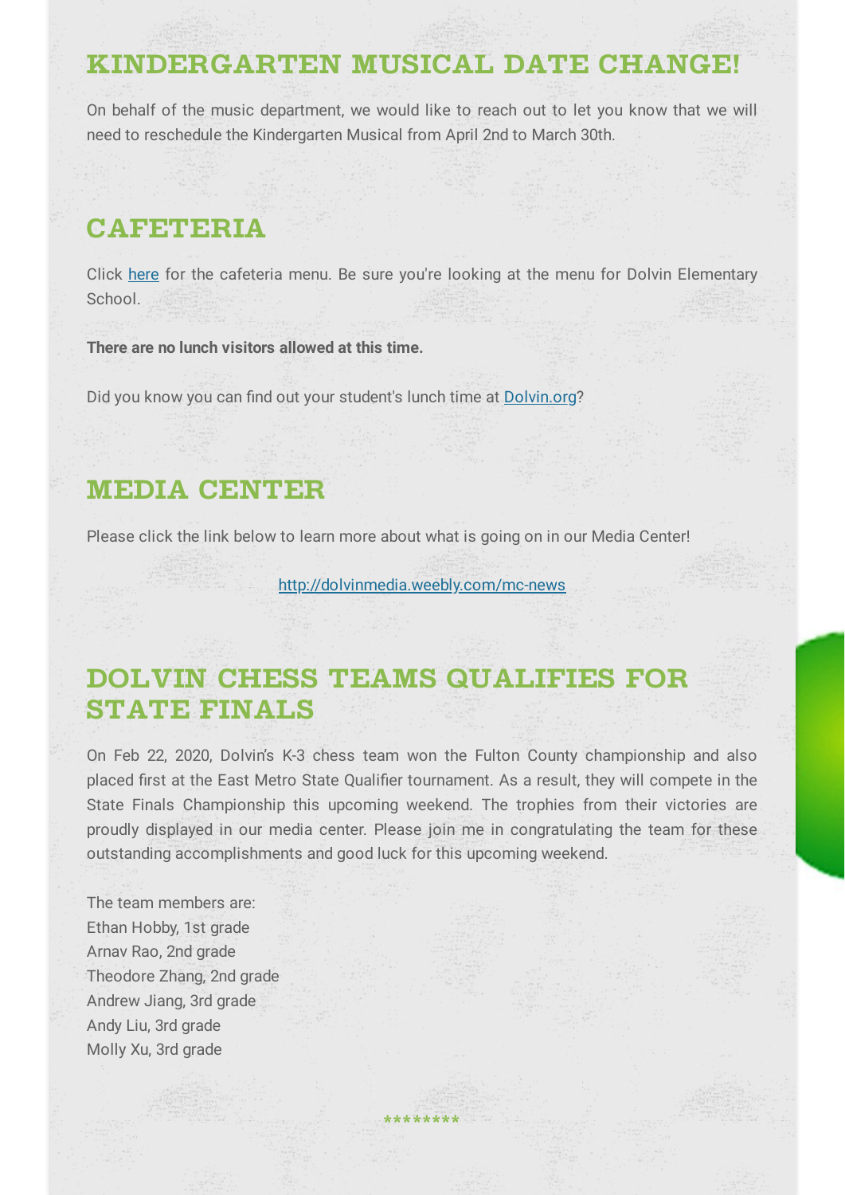## KINDERGARTEN MUSICAL DATE CHANGE!

On behalf of the music department, we would like to reach out to let you know that we will need to reschedule the Kindergarten Musical from April 2nd to March 30th.

## CAFETERIA

Click here for the cafeteria menu. Be sure you're looking at the menu for Dolvin Elementary School.

**There are no lunch visitors allowed at this time.**

Did you know you can find out your student's lunch time at Dolvin.org?

## MEDIA CENTER

Please click the link below to learn more about what is going on in our Media Center!

http://dolvinmedia.weebly.com/mc-news

## DOLVIN CHESS TEAMS QUALIFIES FOR STATE FINALS

On Feb 22, 2020, Dolvin's K-3 chess team won the Fulton County championship and also placed first at the East Metro State Qualifier tournament. As a result, they will compete in the State Finals Championship this upcoming weekend. The trophies from their victories are proudly displayed in our media center. Please join me in congratulating the team for these outstanding accomplishments and good luck for this upcoming weekend.

The team members are:
Ethan Hobby, 1st grade
Arnav Rao, 2nd grade
Theodore Zhang, 2nd grade
Andrew Jiang, 3rd grade
Andy Liu, 3rd grade
Molly Xu, 3rd grade

********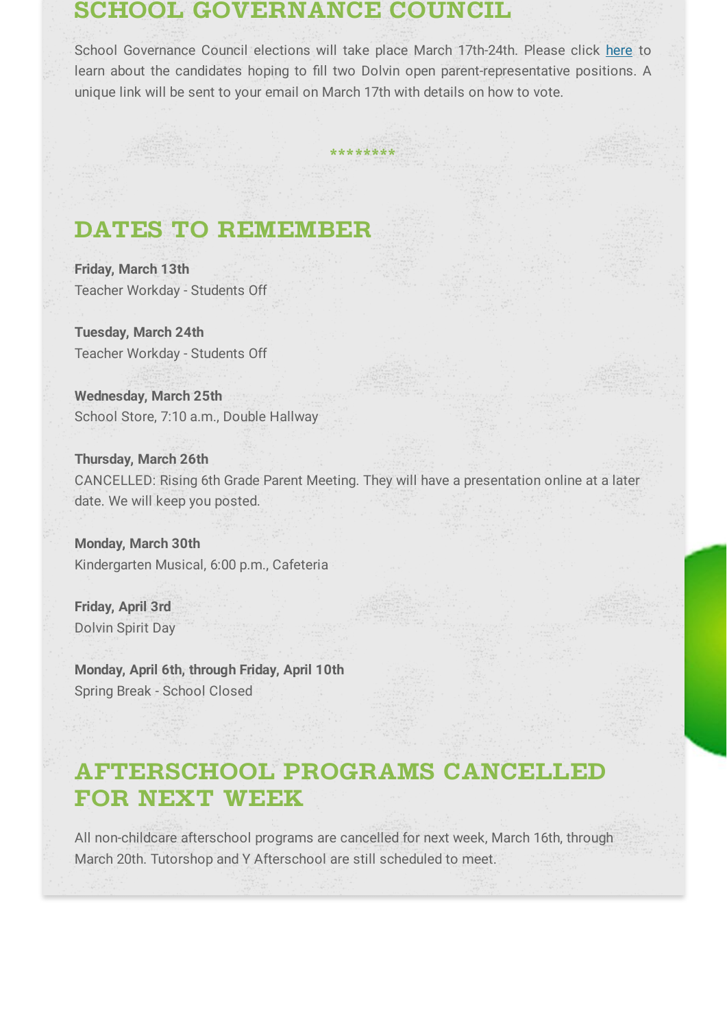## SCHOOL GOVERNANCE COUNCIL

School Governance Council elections will take place March 17th-24th. Please click here to learn about the candidates hoping to fill two Dolvin open parent-representative positions. A unique link will be sent to your email on March 17th with details on how to vote.

********

## DATES TO REMEMBER

**Friday, March 13th**
Teacher Workday - Students Off

**Tuesday, March 24th**
Teacher Workday - Students Off

**Wednesday, March 25th**
School Store, 7:10 a.m., Double Hallway

**Thursday, March 26th**
CANCELLED: Rising 6th Grade Parent Meeting. They will have a presentation online at a later date. We will keep you posted.

**Monday, March 30th**
Kindergarten Musical, 6:00 p.m., Cafeteria

**Friday, April 3rd**
Dolvin Spirit Day

**Monday, April 6th, through Friday, April 10th**
Spring Break - School Closed

## AFTERSCHOOL PROGRAMS CANCELLED FOR NEXT WEEK

All non-childcare afterschool programs are cancelled for next week, March 16th, through March 20th. Tutorshop and Y Afterschool are still scheduled to meet.